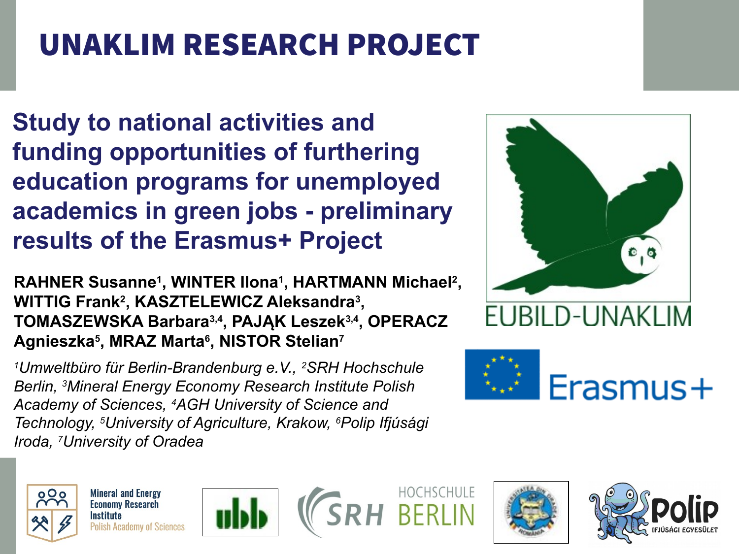# UNAKLIM RESEARCH PROJECT

## Study to national activities and funding opportunities of furthering education programs for unemployed academics in green jobs - preliminary results of the Erasmus+ Project

**RAHNER Susanne[1], WINTER Ilona[1], HARTMANN Michael[2], WITTIG Frank[2], KASZTELEWICZ Aleksandra[3], TOMASZEWSKA Barbara[3,4], PAJĄK Leszek[3,4], OPERACZ Agnieszka[5], MRAZ Marta[6], NISTOR Stelian[7]**

*[1]Umweltbüro für Berlin-Brandenburg e.V., [2]SRH Hochschule Berlin, [3]Mineral Energy Economy Research Institute Polish Academy of Sciences, [4]AGH University of Science and Technology, [5]University of Agriculture, Krakow, [6]Polip Ifjúsági Iroda, [7]University of Oradea*

EUBILD-UNAKLIM

Erasmus+

Mineral and Energy Economy Research Institute Polish Academy of Sciences

SRH HOCHSCHULE BERLIN

Polip IFJÚSÁGI EGYESÜLET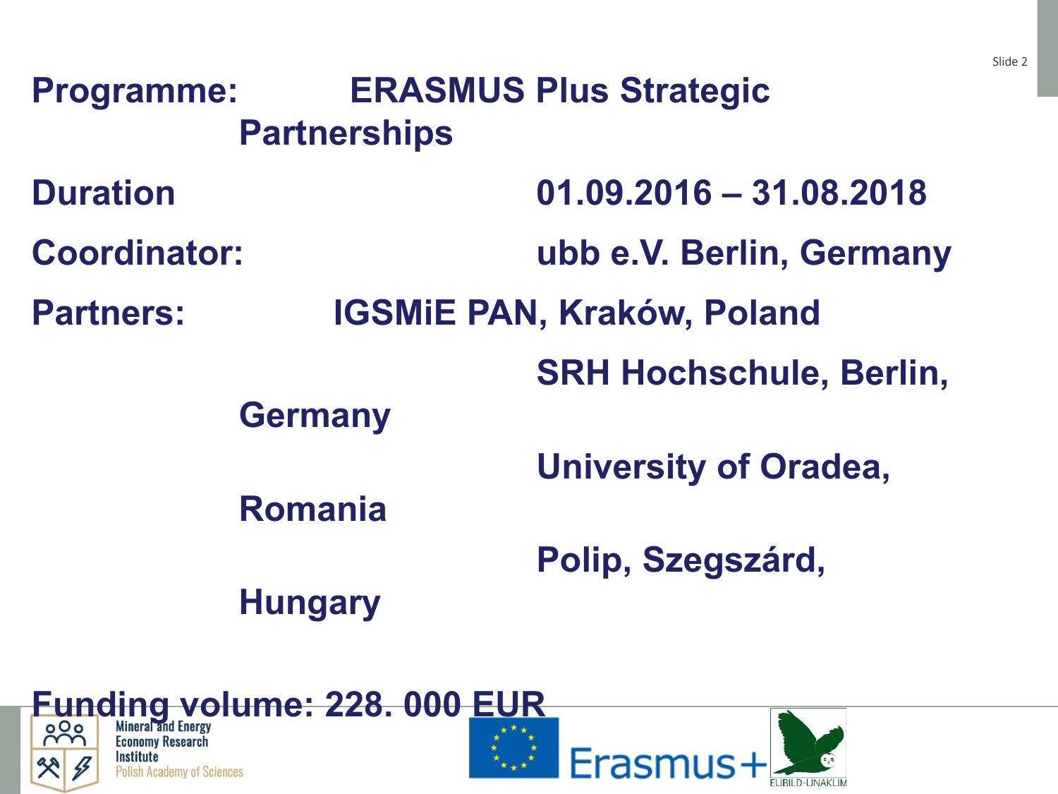**Programme:** ERASMUS Plus Strategic Partnerships

**Duration** 01.09.2016 – 31.08.2018

**Coordinator:** ubb e.V. Berlin, Germany

**Partners:** IGSMiE PAN, Kraków, Poland

SRH Hochschule, Berlin, Germany

University of Oradea, Romania

Polip, Szegszárd, Hungary

**Funding volume: 228. 000 EUR**

Mineral and Energy Economy Research Institute Polish Academy of Sciences

Erasmus+

EUBILD-UNAKLIM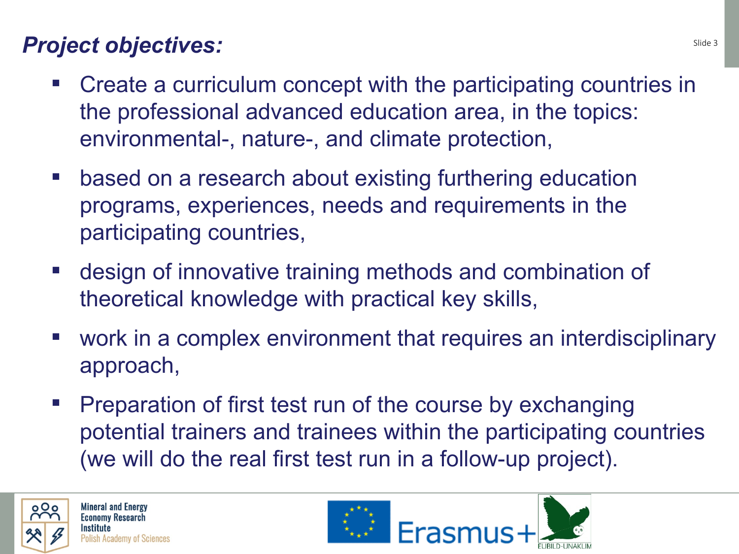## *Project objectives:*

- Create a curriculum concept with the participating countries in the professional advanced education area, in the topics: environmental-, nature-, and climate protection,
- based on a research about existing furthering education programs, experiences, needs and requirements in the participating countries,
- design of innovative training methods and combination of theoretical knowledge with practical key skills,
- work in a complex environment that requires an interdisciplinary approach,
- Preparation of first test run of the course by exchanging potential trainers and trainees within the participating countries (we will do the real first test run in a follow-up project).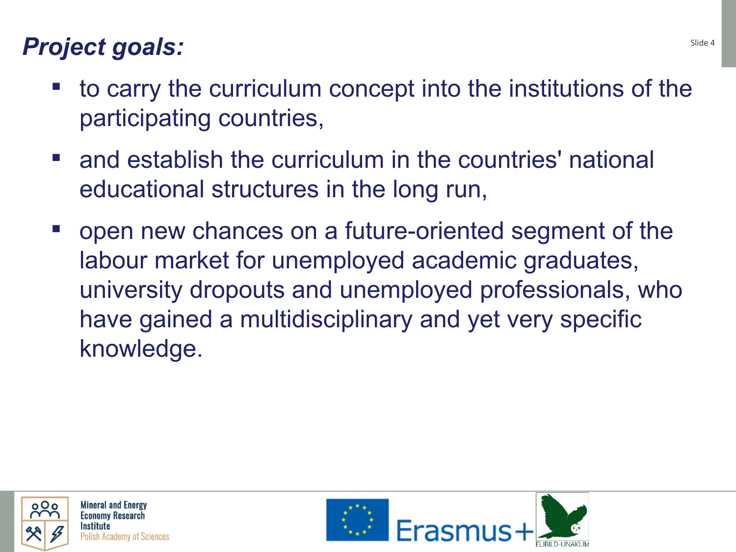## *Project goals:*

- to carry the curriculum concept into the institutions of the participating countries,
- and establish the curriculum in the countries' national educational structures in the long run,
- open new chances on a future-oriented segment of the labour market for unemployed academic graduates, university dropouts and unemployed professionals, who have gained a multidisciplinary and yet very specific knowledge.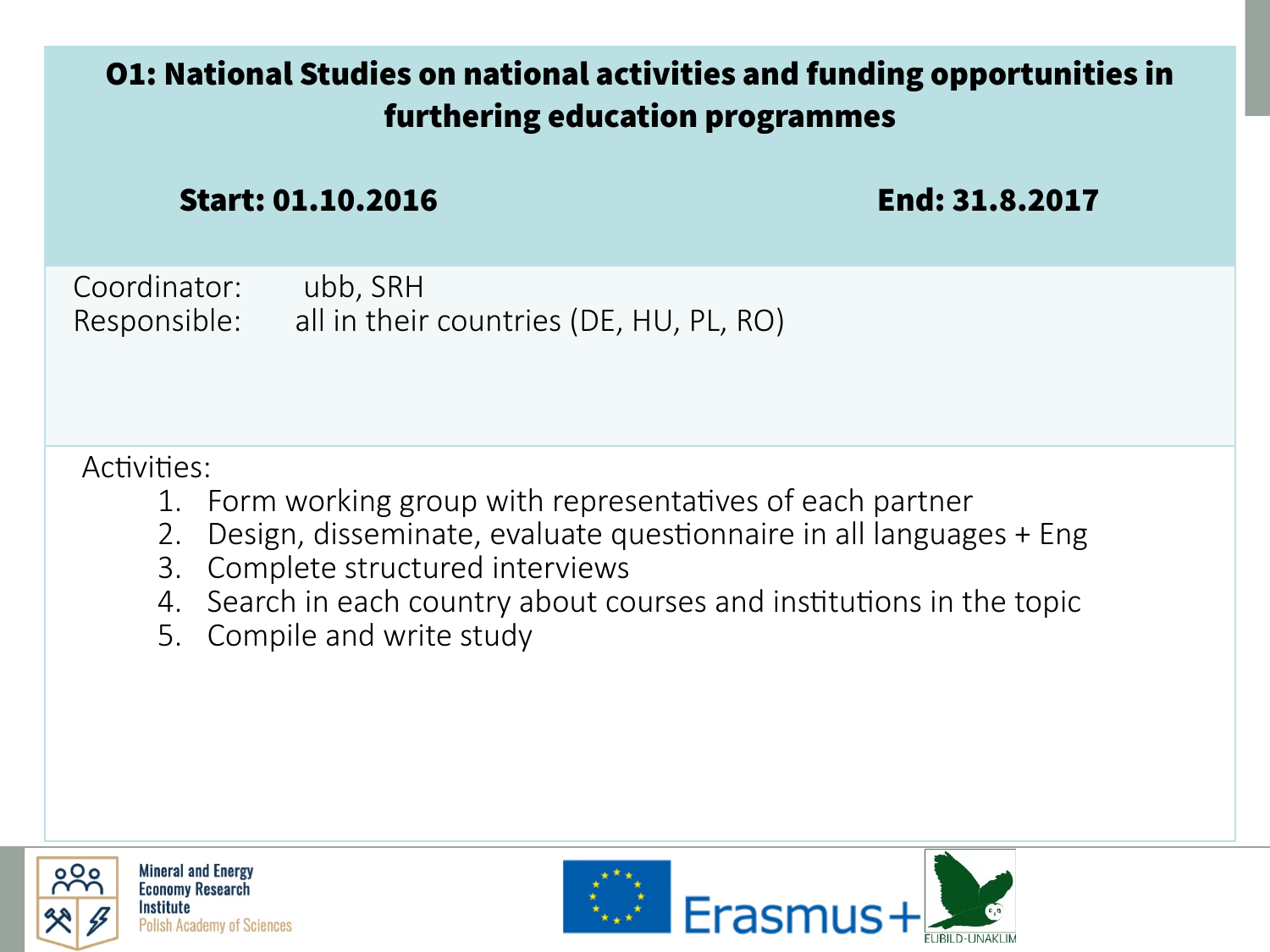## O1: National Studies on national activities and funding opportunities in furthering education programmes

**Start: 01.10.2016** **End: 31.8.2017**

Coordinator: ubb, SRH
Responsible: all in their countries (DE, HU, PL, RO)

Activities:

1. Form working group with representatives of each partner
2. Design, disseminate, evaluate questionnaire in all languages + Eng
3. Complete structured interviews
4. Search in each country about courses and institutions in the topic
5. Compile and write study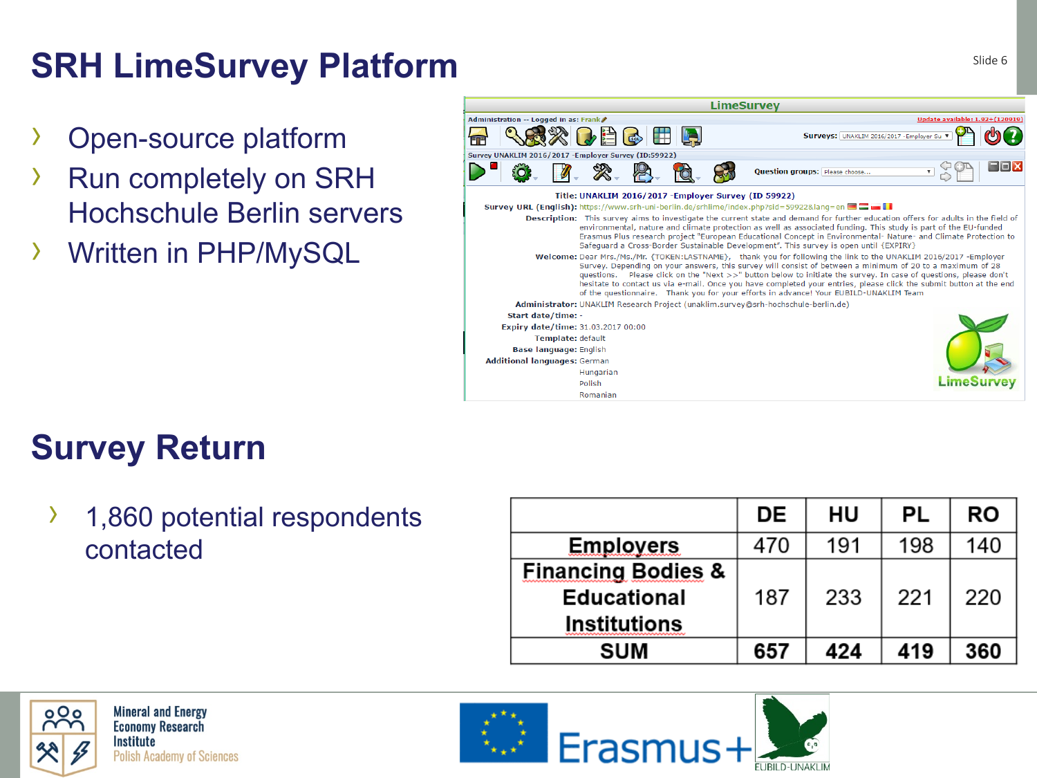# SRH LimeSurvey Platform

- Open-source platform
- Run completely on SRH Hochschule Berlin servers
- Written in PHP/MySQL

# Survey Return

- 1,860 potential respondents contacted

| | DE | HU | PL | RO |
|---|---|---|---|---|
| Employers | 470 | 191 | 198 | 140 |
| Financing Bodies & Educational Institutions | 187 | 233 | 221 | 220 |
| **SUM** | **657** | **424** | **419** | **360** |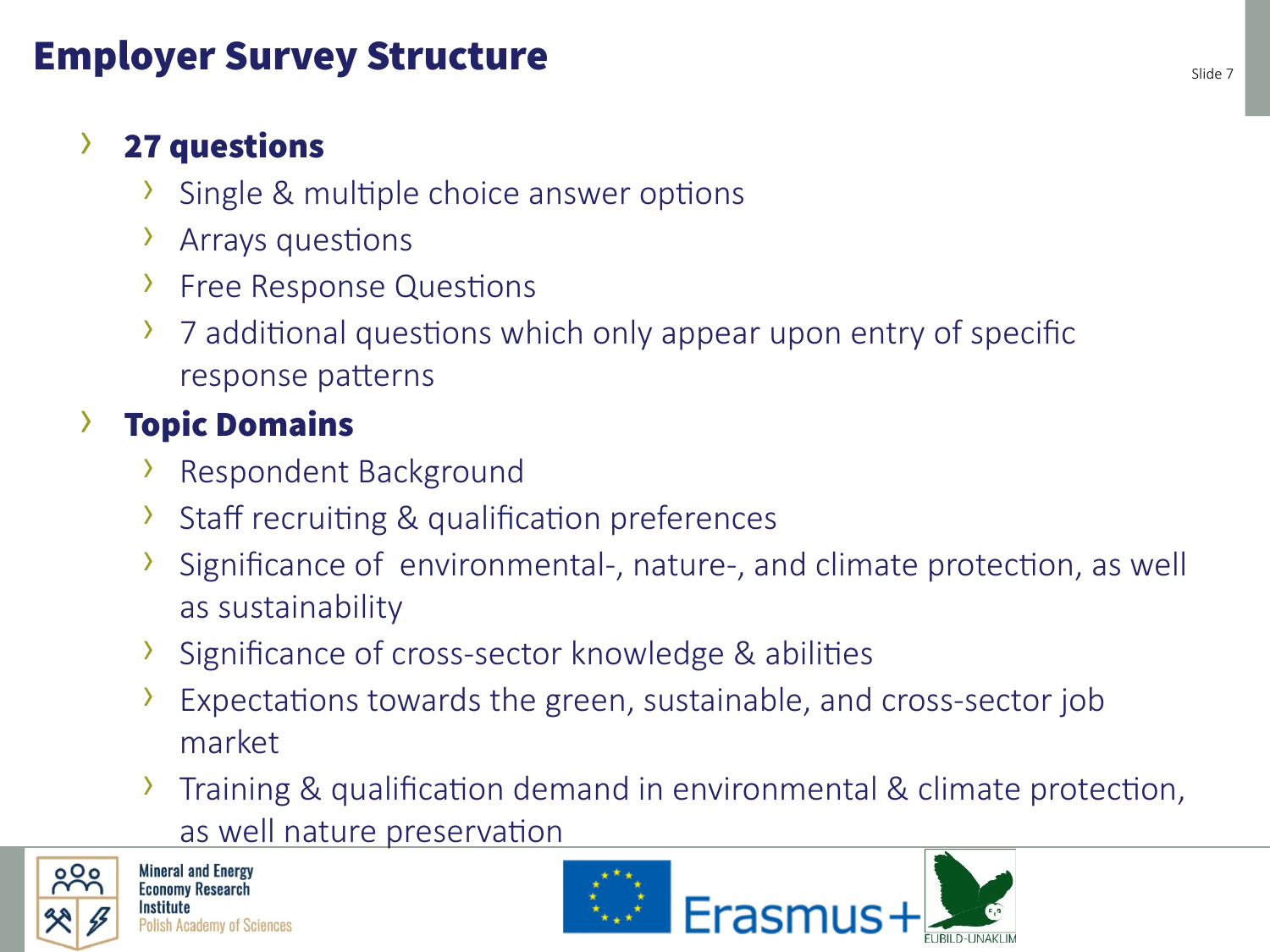# Employer Survey Structure

- **27 questions**
  - Single & multiple choice answer options
  - Arrays questions
  - Free Response Questions
  - 7 additional questions which only appear upon entry of specific response patterns
- **Topic Domains**
  - Respondent Background
  - Staff recruiting & qualification preferences
  - Significance of environmental-, nature-, and climate protection, as well as sustainability
  - Significance of cross-sector knowledge & abilities
  - Expectations towards the green, sustainable, and cross-sector job market
  - Training & qualification demand in environmental & climate protection, as well nature preservation

Mineral and Energy Economy Research Institute
Polish Academy of Sciences

Erasmus+

EUBILD-UNAKLIM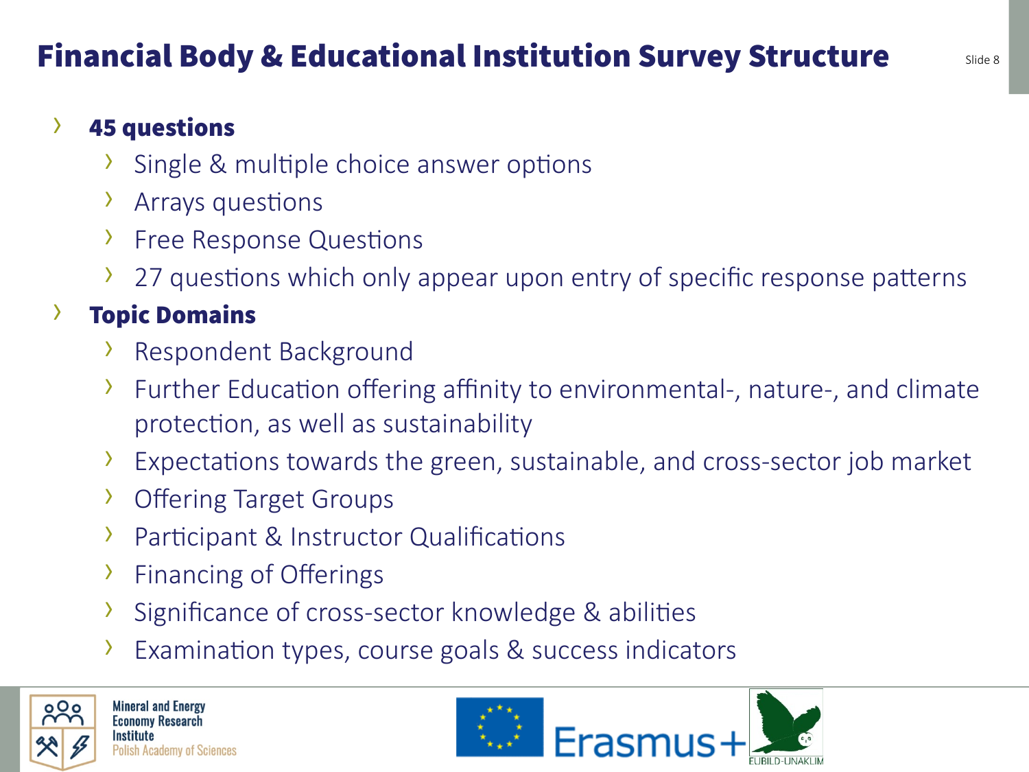# Financial Body & Educational Institution Survey Structure

- **45 questions**
  - Single & multiple choice answer options
  - Arrays questions
  - Free Response Questions
  - 27 questions which only appear upon entry of specific response patterns
- **Topic Domains**
  - Respondent Background
  - Further Education offering affinity to environmental-, nature-, and climate protection, as well as sustainability
  - Expectations towards the green, sustainable, and cross-sector job market
  - Offering Target Groups
  - Participant & Instructor Qualifications
  - Financing of Offerings
  - Significance of cross-sector knowledge & abilities
  - Examination types, course goals & success indicators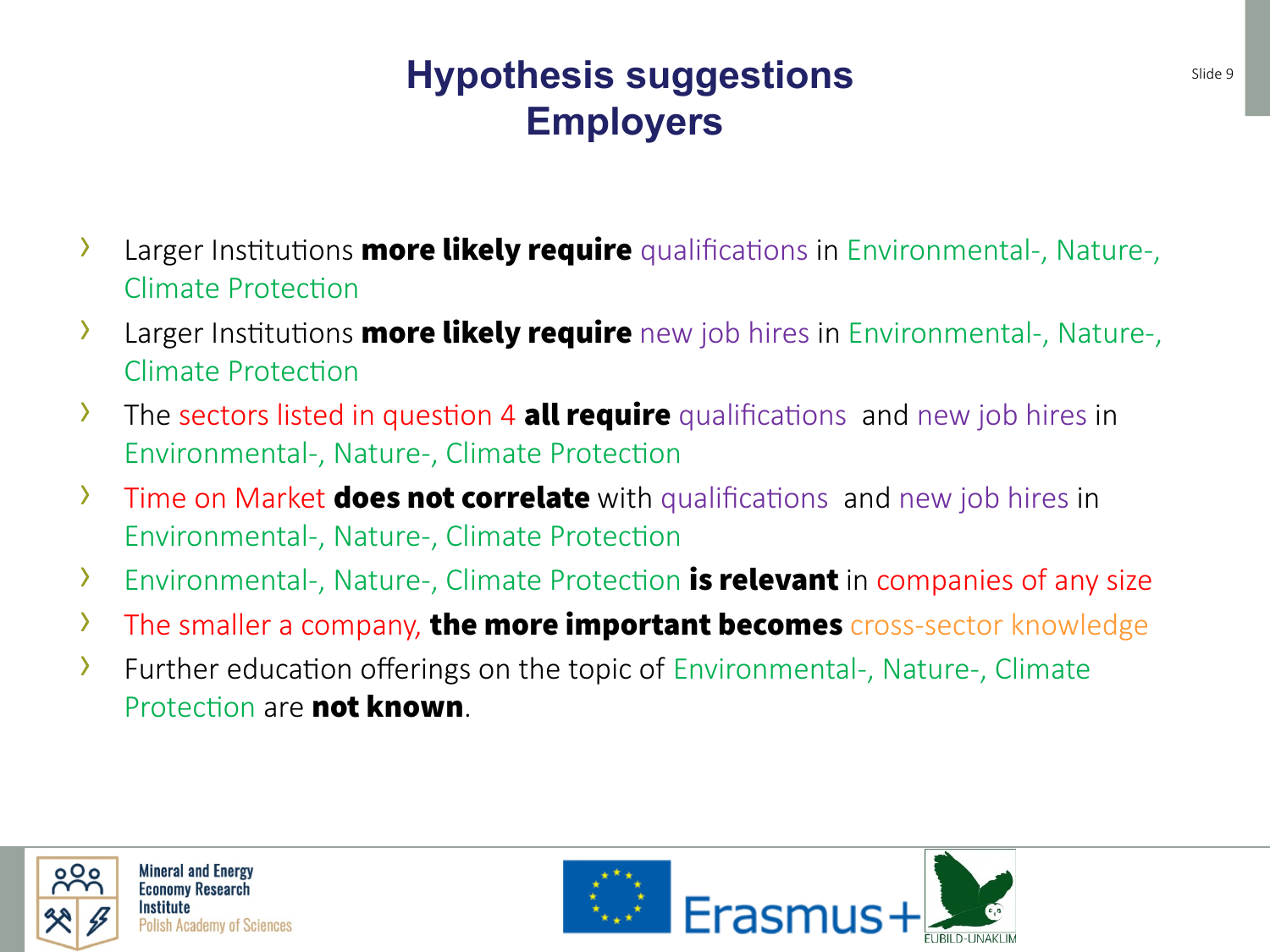# Hypothesis suggestions
# Employers

- Larger Institutions **more likely require** qualifications in Environmental-, Nature-, Climate Protection
- Larger Institutions **more likely require** new job hires in Environmental-, Nature-, Climate Protection
- The sectors listed in question 4 **all require** qualifications and new job hires in Environmental-, Nature-, Climate Protection
- Time on Market **does not correlate** with qualifications and new job hires in Environmental-, Nature-, Climate Protection
- Environmental-, Nature-, Climate Protection **is relevant** in companies of any size
- The smaller a company, **the more important becomes** cross-sector knowledge
- Further education offerings on the topic of Environmental-, Nature-, Climate Protection are **not known**.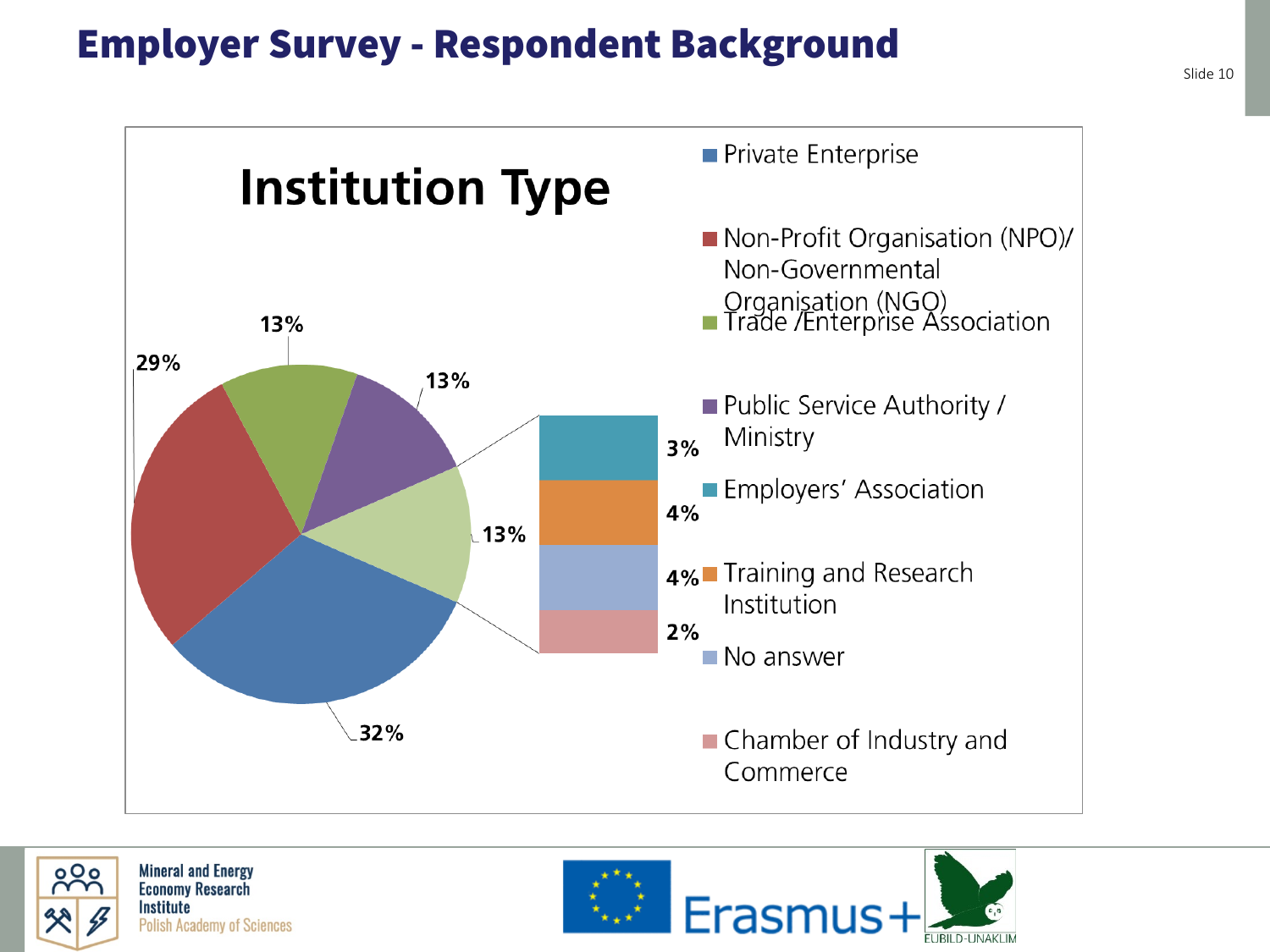# Employer Survey - Respondent Background

## Institution Type

| Institution Type | Share |
| --- | --- |
| Private Enterprise | 32% |
| Non-Profit Organisation (NPO)/ Non-Governmental Organisation (NGO) | 29% |
| Trade /Enterprise Association | 13% |
| Public Service Authority / Ministry | 13% |
| Employers' Association | 3% |
| Training and Research Institution | 4% |
| No answer | 4% |
| Chamber of Industry and Commerce | 2% |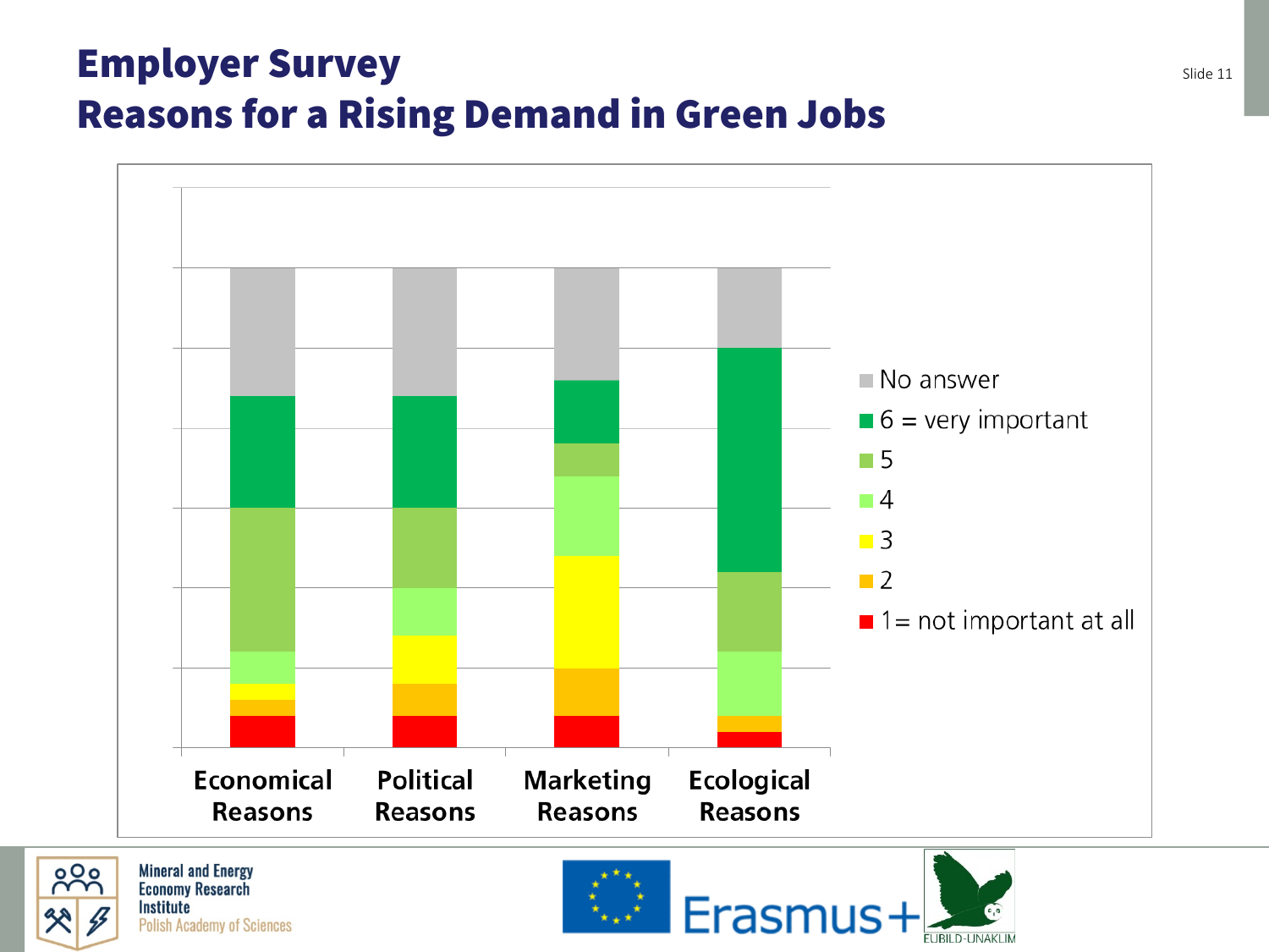# Employer Survey
# Reasons for a Rising Demand in Green Jobs

Economical Reasons | Political Reasons | Marketing Reasons | Ecological Reasons

No answer
6 = very important
5
4
3
2
1= not important at all

Mineral and Energy Economy Research Institute
Polish Academy of Sciences

Erasmus+

EUBILD-UNAKLIM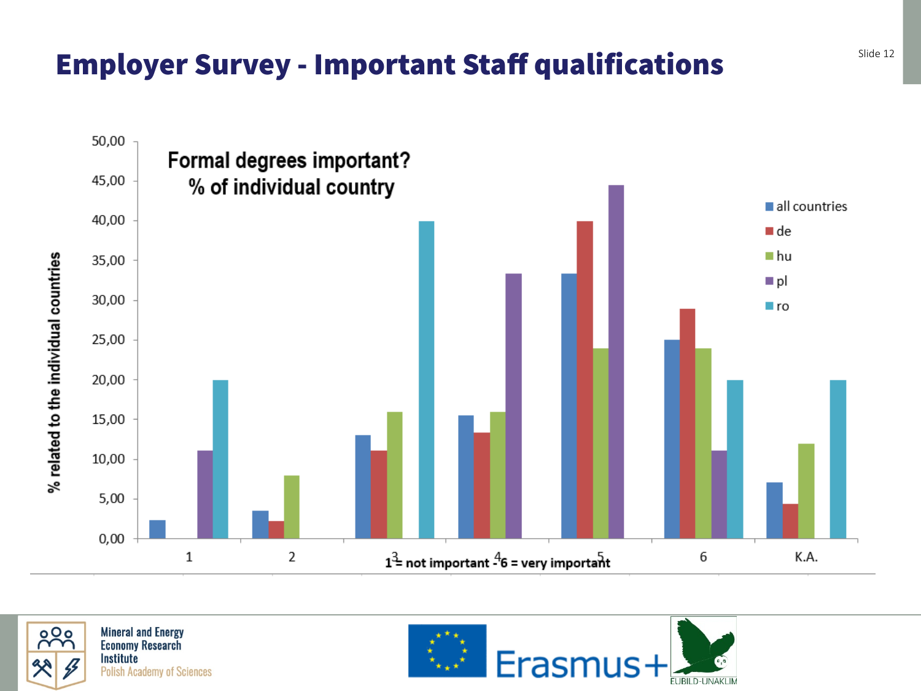# Employer Survey - Important Staff qualifications

**Formal degrees important? % of individual country**

| Rating | all countries | de | hu | pl | ro |
|---|---|---|---|---|---|
| 1 | 2,3 | | | 11,1 | 20,0 |
| 2 | 3,5 | 2,2 | 8,0 | | |
| 3 | 13,0 | 11,1 | 16,0 | | 40,0 |
| 4 | 15,5 | 13,3 | 16,0 | 33,3 | |
| 5 | 33,3 | 40,0 | 24,0 | 44,4 | |
| 6 | 25,0 | 28,9 | 24,0 | 11,1 | 20,0 |
| K.A. | 7,0 | 4,4 | 12,0 | | 20,0 |

*Values are approximate readings from a bar chart.*

1 = not important - 6 = very important

Y-axis: % related to the individual countries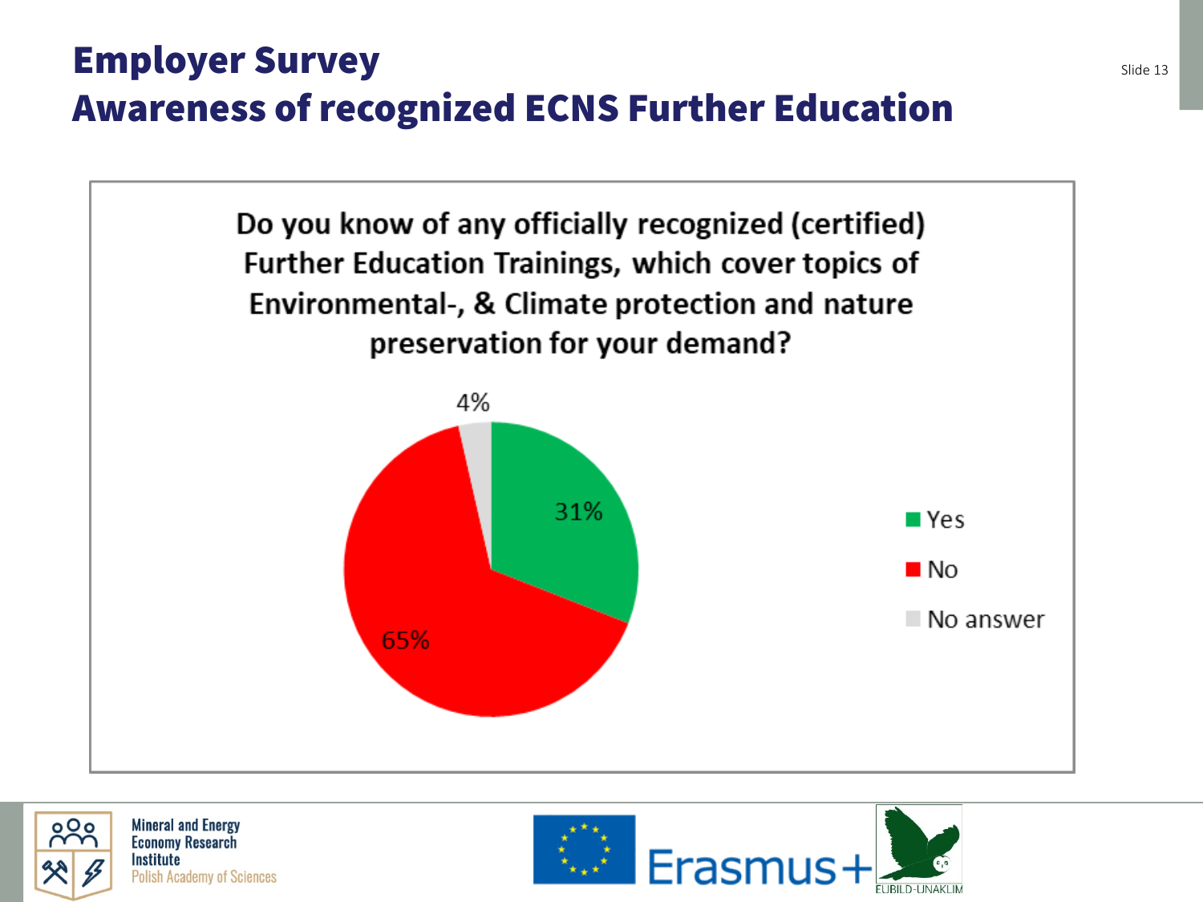# Employer Survey
## Awareness of recognized ECNS Further Education

**Do you know of any officially recognized (certified) Further Education Trainings, which cover topics of Environmental-, & Climate protection and nature preservation for your demand?**

| Answer | Share |
| --- | --- |
| Yes | 31% |
| No | 65% |
| No answer | 4% |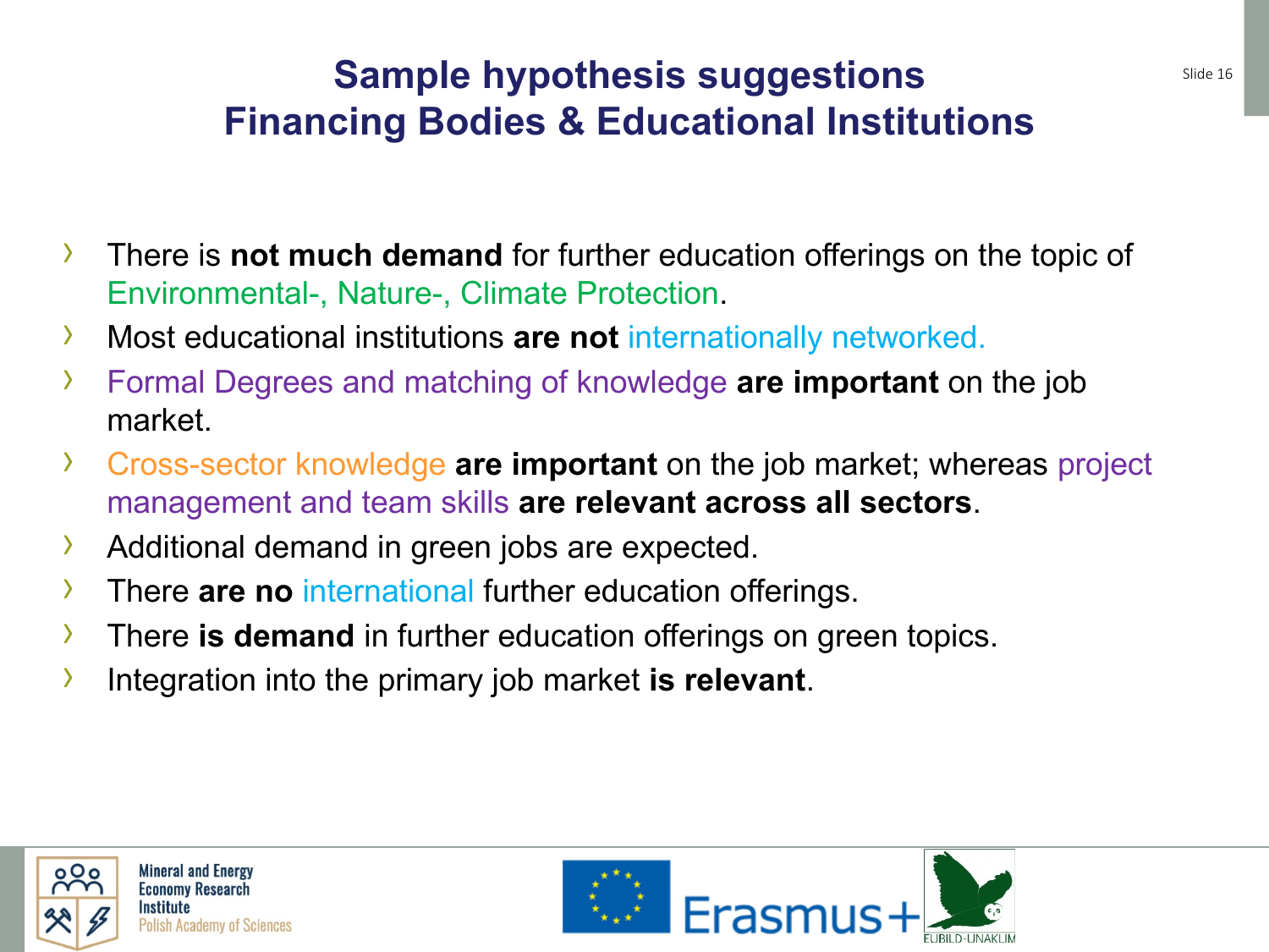# Sample hypothesis suggestions
# Financing Bodies & Educational Institutions

- There is **not much demand** for further education offerings on the topic of Environmental-, Nature-, Climate Protection.
- Most educational institutions **are not** internationally networked.
- Formal Degrees and matching of knowledge **are important** on the job market.
- Cross-sector knowledge **are important** on the job market; whereas project management and team skills **are relevant across all sectors**.
- Additional demand in green jobs are expected.
- There **are no** international further education offerings.
- There **is demand** in further education offerings on green topics.
- Integration into the primary job market **is relevant**.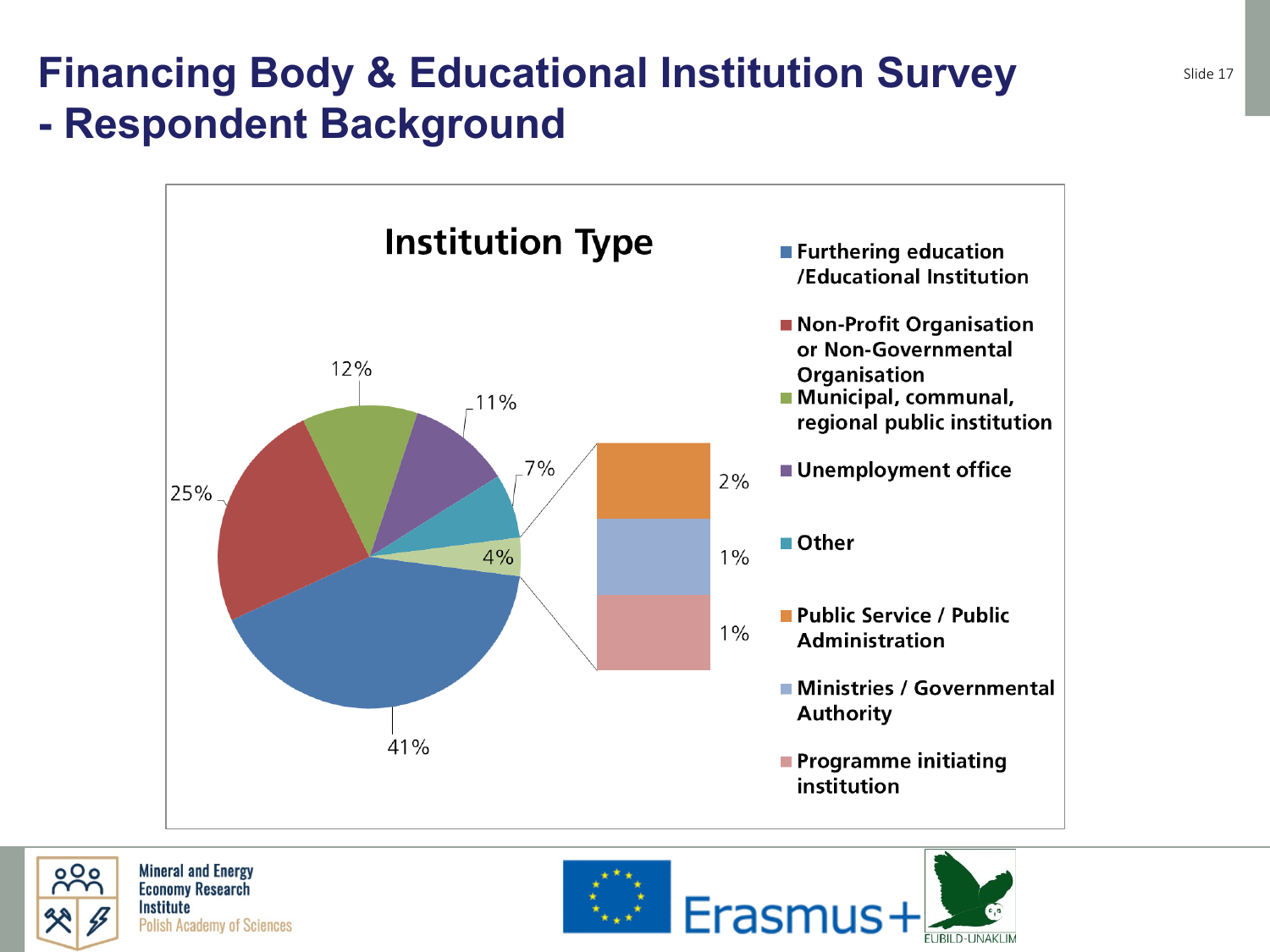# Financing Body & Educational Institution Survey - Respondent Background

## Institution Type

| Institution Type | Share |
| --- | --- |
| Furthering education /Educational Institution | 41% |
| Non-Profit Organisation or Non-Governmental Organisation | 25% |
| Municipal, communal, regional public institution | 12% |
| Unemployment office | 11% |
| Other | 7% |
| Public Service / Public Administration | 2% |
| Ministries / Governmental Authority | 1% |
| Programme initiating institution | 1% |

Mineral and Energy Economy Research Institute
Polish Academy of Sciences

Erasmus+

EUBILD-UNAKLIM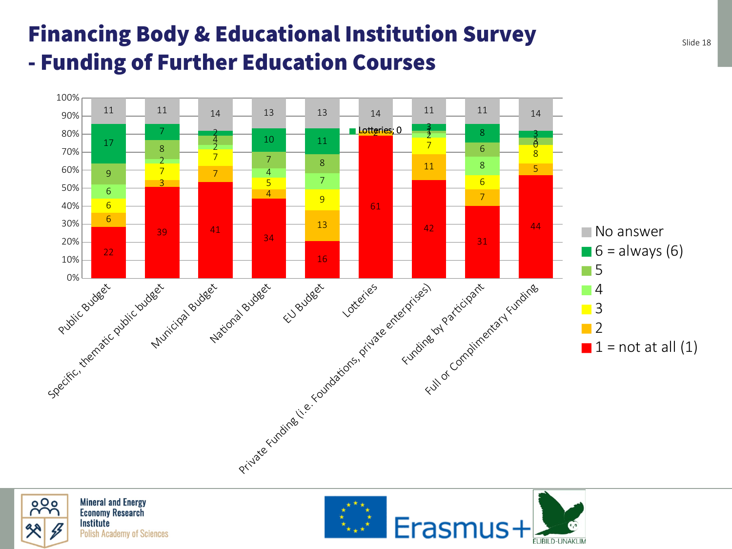# Financing Body & Educational Institution Survey - Funding of Further Education Courses

| | 1 = not at all (1) | 2 | 3 | 4 | 5 | 6 = always (6) | No answer |
|---|---|---|---|---|---|---|---|
| Public Budget | 22 | 6 | 6 | 6 | 9 | 17 | 11 |
| Specific, thematic public budget | 39 | 3 | 7 | 2 | 8 | 7 | 11 |
| Municipal Budget | 41 | 7 | 7 | 2 | 4 | 2 | 14 |
| National Budget | 34 | 4 | 5 | 4 | 7 | 10 | 13 |
| EU Budget | 16 | 13 | 9 | 7 | 8 | 11 | 13 |
| Lotteries | 61 | 2 | | | | 0 | 14 |
| Private Funding (i.e. Foundations, private enterprises) | 42 | 11 | 7 | 2 | 1 | 3 | 11 |
| Funding by Participant | 31 | 7 | 6 | 8 | 6 | 8 | 11 |
| Full or Complimentary Funding | 44 | 5 | 8 | 0 | 3 | 3 | 14 |

Mineral and Energy Economy Research Institute
Polish Academy of Sciences

Erasmus+

EUBILD-UNAKLIM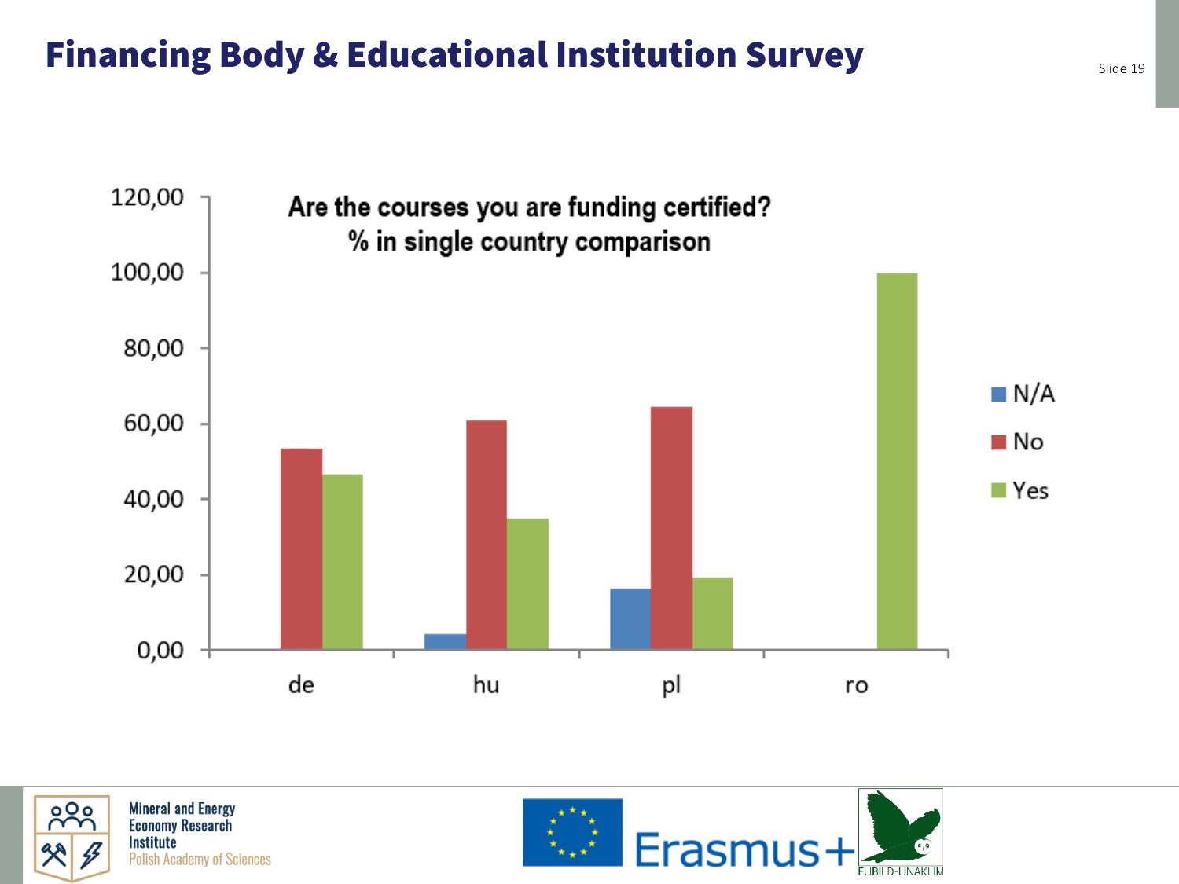# Financing Body & Educational Institution Survey

**Are the courses you are funding certified?**
**% in single country comparison**

| | N/A | No | Yes |
|---|---|---|---|
| de | | 53 | 47 |
| hu | 4 | 61 | 35 |
| pl | 16 | 65 | 19 |
| ro | | | 100 |

Mineral and Energy Economy Research Institute
Polish Academy of Sciences

Erasmus+

EUBILD-UNAKLIM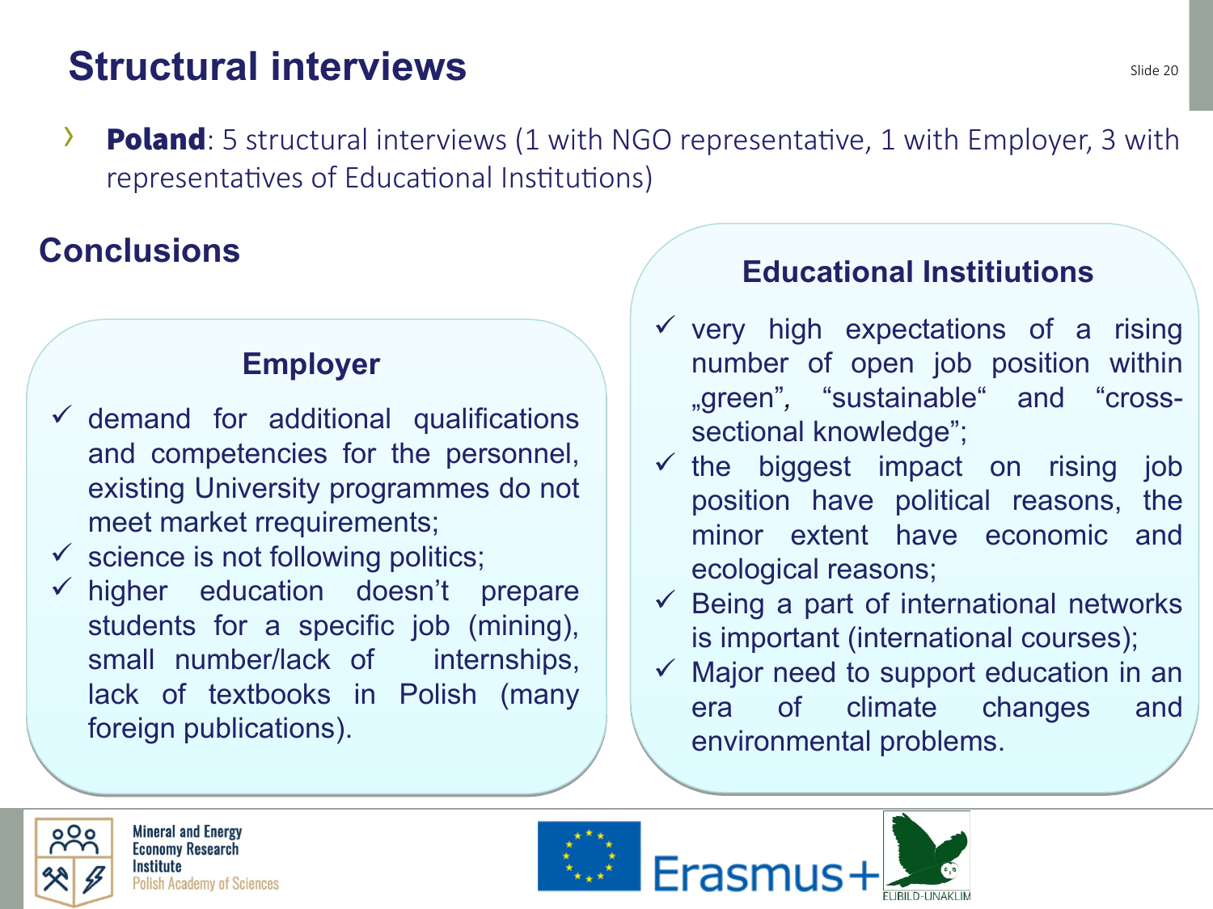# Structural interviews

- **Poland**: 5 structural interviews (1 with NGO representative, 1 with Employer, 3 with representatives of Educational Institutions)

## Conclusions

### Employer

- ✓ demand for additional qualifications and competencies for the personnel, existing University programmes do not meet market rrequirements;
- ✓ science is not following politics;
- ✓ higher education doesn't prepare students for a specific job (mining), small number/lack of internships, lack of textbooks in Polish (many foreign publications).

### Educational Instititutions

- ✓ very high expectations of a rising number of open job position within „green", "sustainable" and "cross-sectional knowledge";
- ✓ the biggest impact on rising job position have political reasons, the minor extent have economic and ecological reasons;
- ✓ Being a part of international networks is important (international courses);
- ✓ Major need to support education in an era of climate changes and environmental problems.

Mineral and Energy Economy Research Institute
Polish Academy of Sciences

Erasmus+

EUBILD-UNAKLIM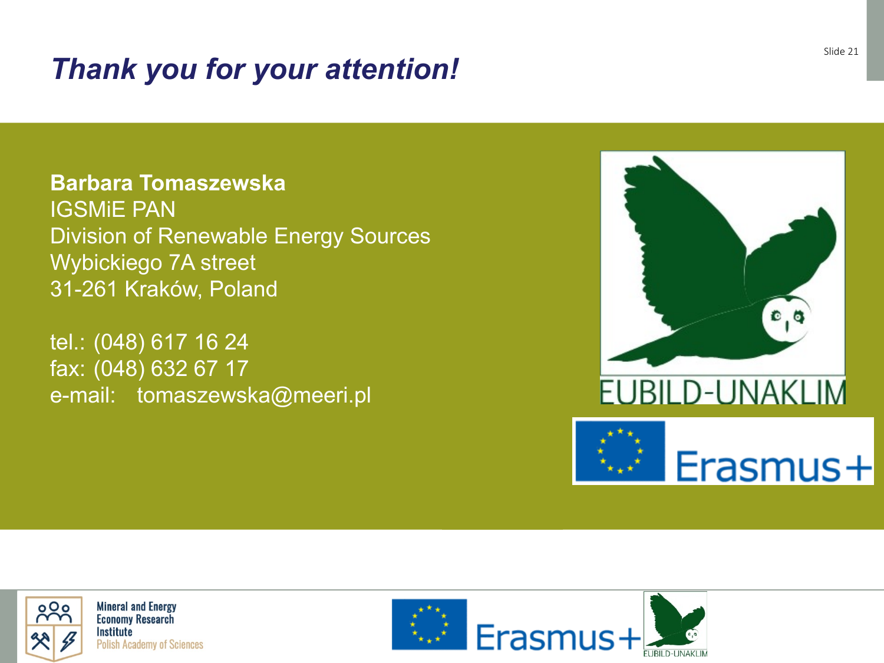# *Thank you for your attention!*

**Barbara Tomaszewska**
IGSMiE PAN
Division of Renewable Energy Sources
Wybickiego 7A street
31-261 Kraków, Poland

tel.: (048) 617 16 24
fax: (048) 632 67 17
e-mail: tomaszewska@meeri.pl